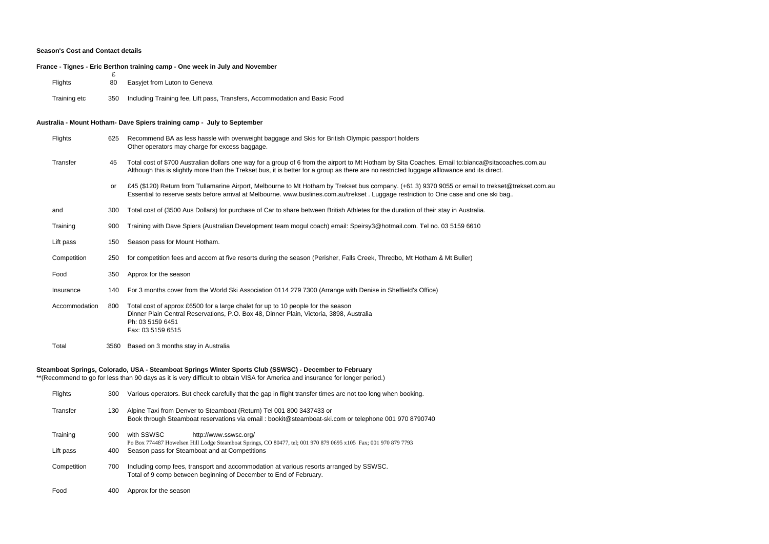**Season's Cost and Contact details**

**France - Tignes - Eric Berthon training camp - One week in July and November**

| | £ | |
|---|---|---|
| Flights | 80 | Easyjet from Luton to Geneva |
| Training etc | 350 | Including Training fee, Lift pass, Transfers, Accommodation and Basic Food |

**Australia - Mount Hotham- Dave Spiers training camp - July to September**

| | | |
|---|---|---|
| Flights | 625 | Recommend BA as less hassle with overweight baggage and Skis for British Olympic passport holders<br>Other operators may charge for excess baggage. |
| Transfer | 45 | Total cost of $700 Australian dollars one way for a group of 6 from the airport to Mt Hotham by Sita Coaches. Email to:bianca@sitacoaches.com.au<br>Although this is slightly more than the Trekset bus, it is better for a group as there are no restricted luggage alllowance and its direct. |
| | or | £45 ($120) Return from Tullamarine Airport, Melbourne to Mt Hotham by Trekset bus company. (+61 3) 9370 9055 or email to trekset@trekset.com.au<br>Essential to reserve seats before arrival at Melbourne. www.buslines.com.au/trekset . Luggage restriction to One case and one ski bag.. |
| and | 300 | Total cost of (3500 Aus Dollars) for purchase of Car to share between British Athletes for the duration of their stay in Australia. |
| Training | 900 | Training with Dave Spiers (Australian Development team mogul coach) email: Speirsy3@hotmail.com. Tel no. 03 5159 6610 |
| Lift pass | 150 | Season pass for Mount Hotham. |
| Competition | 250 | for competition fees and accom at five resorts during the season (Perisher, Falls Creek, Thredbo, Mt Hotham & Mt Buller) |
| Food | 350 | Approx for the season |
| Insurance | 140 | For 3 months cover from the World Ski Association 0114 279 7300 (Arrange with Denise in Sheffield's Office) |
| Accommodation | 800 | Total cost of approx £6500 for a large chalet for up to 10 people for the season<br>Dinner Plain Central Reservations, P.O. Box 48, Dinner Plain, Victoria, 3898, Australia<br>Ph: 03 5159 6451<br>Fax: 03 5159 6515 |
| Total | 3560 | Based on 3 months stay in Australia |

**Steamboat Springs, Colorado, USA - Steamboat Springs Winter Sports Club (SSWSC) - December to February**

**(Recommend to go for less than 90 days as it is very difficult to obtain VISA for America and insurance for longer period.)

| | | |
|---|---|---|
| Flights | 300 | Various operators. But check carefully that the gap in flight transfer times are not too long when booking. |
| Transfer | 130 | Alpine Taxi from Denver to Steamboat (Return) Tel 001 800 3437433 or<br>Book through Steamboat reservations via email : bookit@steamboat-ski.com or telephone 001 970 8790740 |
| Training | 900 | with SSWSC http://www.sswsc.org/<br>Po Box 774487 Howelsen Hill Lodge Steamboat Springs, CO 80477, tel; 001 970 879 0695 x105 Fax; 001 970 879 7793 |
| Lift pass | 400 | Season pass for Steamboat and at Competitions |
| Competition | 700 | Including comp fees, transport and accommodation at various resorts arranged by SSWSC.<br>Total of 9 comp between beginning of December to End of February. |
| Food | 400 | Approx for the season |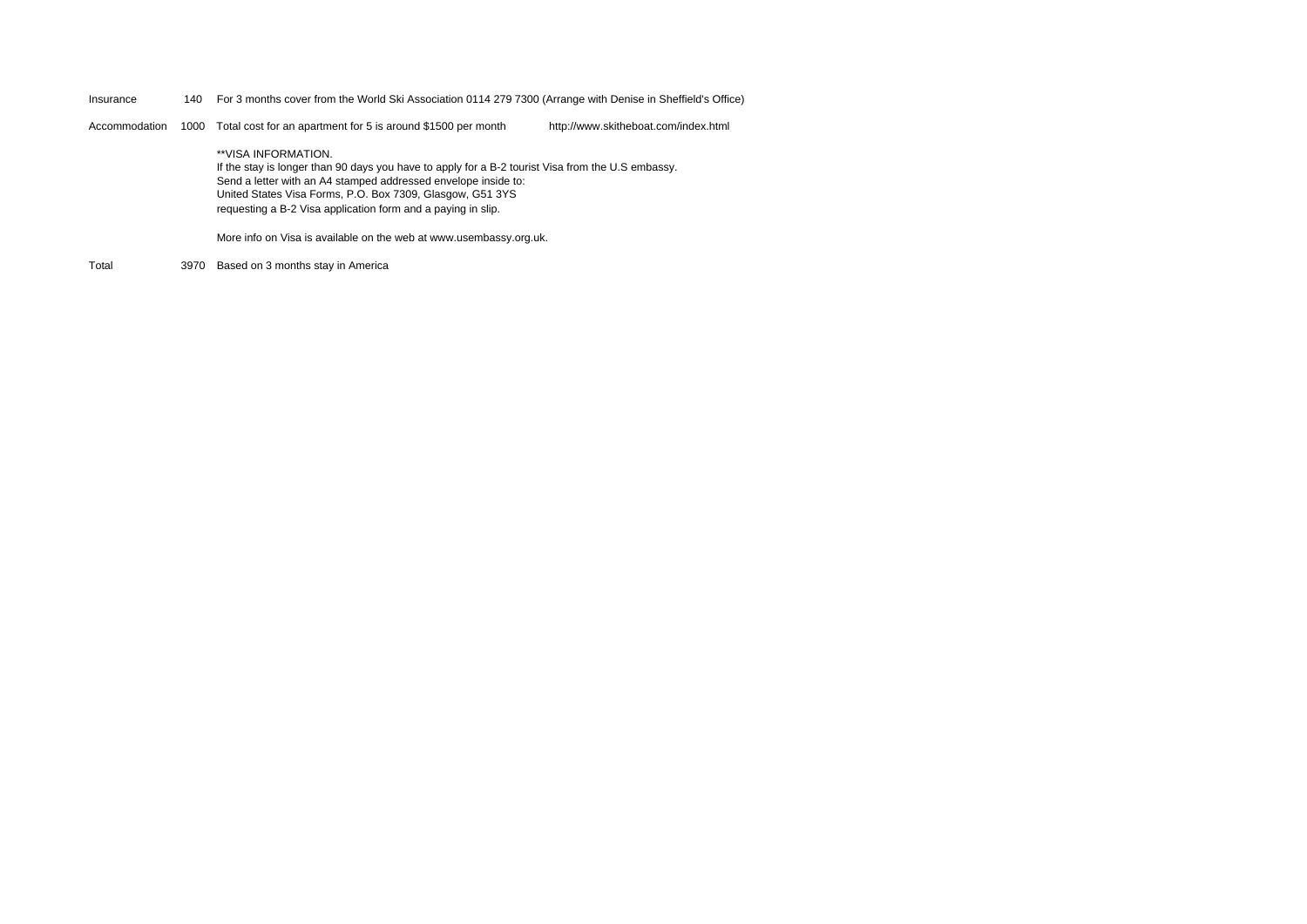| | | | |
|---|---|---|---|
| Insurance | 140 | For 3 months cover from the World Ski Association 0114 279 7300 (Arrange with Denise in Sheffield's Office) | |
| Accommodation | 1000 | Total cost for an apartment for 5 is around $1500 per month | http://www.skitheboat.com/index.html |
| | | **VISA INFORMATION.<br>If the stay is longer than 90 days you have to apply for a B-2 tourist Visa from the U.S embassy.<br>Send a letter with an A4 stamped addressed envelope inside to:<br>United States Visa Forms, P.O. Box 7309, Glasgow, G51 3YS<br>requesting a B-2 Visa application form and a paying in slip.<br><br>More info on Visa is available on the web at www.usembassy.org.uk. | |
| Total | 3970 | Based on 3 months stay in America | |